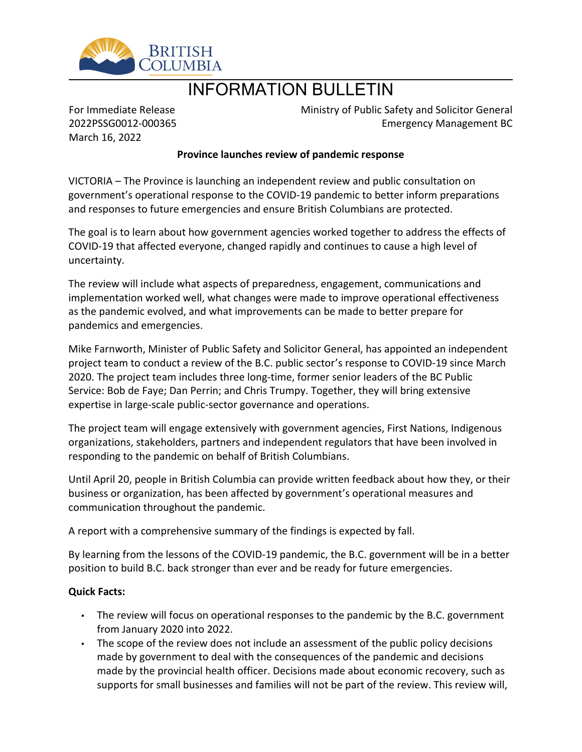BRITISH COLUMBIA

# INFORMATION BULLETIN

For Immediate Release
2022PSSG0012-000365
March 16, 2022

Ministry of Public Safety and Solicitor General
Emergency Management BC

**Province launches review of pandemic response**

VICTORIA – The Province is launching an independent review and public consultation on government's operational response to the COVID-19 pandemic to better inform preparations and responses to future emergencies and ensure British Columbians are protected.

The goal is to learn about how government agencies worked together to address the effects of COVID-19 that affected everyone, changed rapidly and continues to cause a high level of uncertainty.

The review will include what aspects of preparedness, engagement, communications and implementation worked well, what changes were made to improve operational effectiveness as the pandemic evolved, and what improvements can be made to better prepare for pandemics and emergencies.

Mike Farnworth, Minister of Public Safety and Solicitor General, has appointed an independent project team to conduct a review of the B.C. public sector's response to COVID-19 since March 2020. The project team includes three long-time, former senior leaders of the BC Public Service: Bob de Faye; Dan Perrin; and Chris Trumpy. Together, they will bring extensive expertise in large-scale public-sector governance and operations.

The project team will engage extensively with government agencies, First Nations, Indigenous organizations, stakeholders, partners and independent regulators that have been involved in responding to the pandemic on behalf of British Columbians.

Until April 20, people in British Columbia can provide written feedback about how they, or their business or organization, has been affected by government's operational measures and communication throughout the pandemic.

A report with a comprehensive summary of the findings is expected by fall.

By learning from the lessons of the COVID-19 pandemic, the B.C. government will be in a better position to build B.C. back stronger than ever and be ready for future emergencies.

**Quick Facts:**

- The review will focus on operational responses to the pandemic by the B.C. government from January 2020 into 2022.
- The scope of the review does not include an assessment of the public policy decisions made by government to deal with the consequences of the pandemic and decisions made by the provincial health officer. Decisions made about economic recovery, such as supports for small businesses and families will not be part of the review. This review will,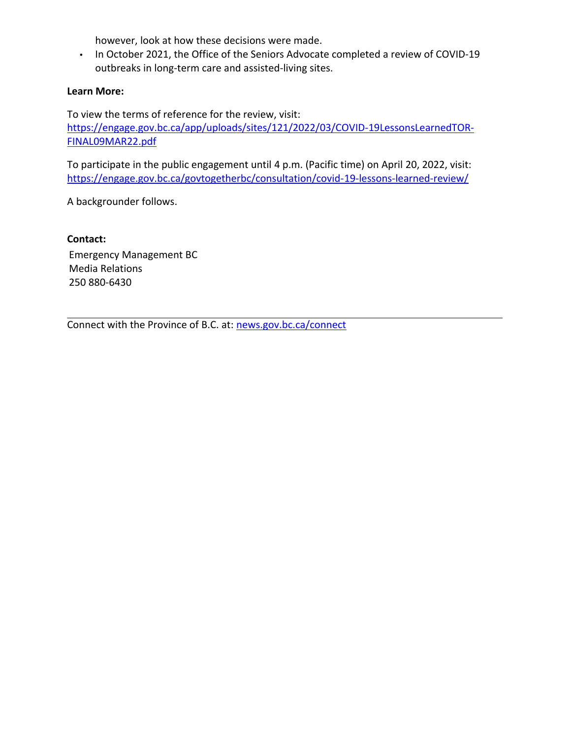however, look at how these decisions were made.

- In October 2021, the Office of the Seniors Advocate completed a review of COVID-19 outbreaks in long-term care and assisted-living sites.

**Learn More:**

To view the terms of reference for the review, visit: [https://engage.gov.bc.ca/app/uploads/sites/121/2022/03/COVID-19LessonsLearnedTOR-FINAL09MAR22.pdf](https://engage.gov.bc.ca/app/uploads/sites/121/2022/03/COVID-19LessonsLearnedTOR-FINAL09MAR22.pdf)

To participate in the public engagement until 4 p.m. (Pacific time) on April 20, 2022, visit: [https://engage.gov.bc.ca/govtogetherbc/consultation/covid-19-lessons-learned-review/](https://engage.gov.bc.ca/govtogetherbc/consultation/covid-19-lessons-learned-review/)

A backgrounder follows.

**Contact:**

Emergency Management BC
Media Relations
250 880-6430

---

Connect with the Province of B.C. at: [news.gov.bc.ca/connect](news.gov.bc.ca/connect)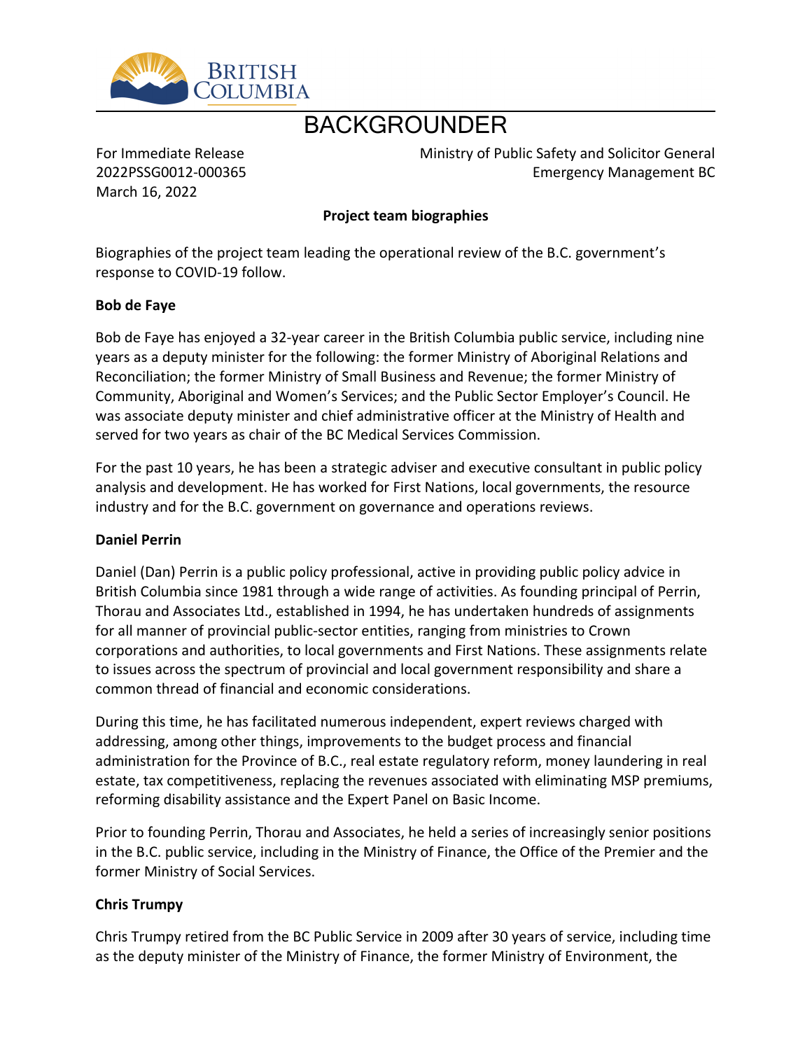# BACKGROUNDER

For Immediate Release
2022PSSG0012-000365
March 16, 2022

Ministry of Public Safety and Solicitor General
Emergency Management BC

**Project team biographies**

Biographies of the project team leading the operational review of the B.C. government's response to COVID-19 follow.

**Bob de Faye**

Bob de Faye has enjoyed a 32-year career in the British Columbia public service, including nine years as a deputy minister for the following: the former Ministry of Aboriginal Relations and Reconciliation; the former Ministry of Small Business and Revenue; the former Ministry of Community, Aboriginal and Women's Services; and the Public Sector Employer's Council. He was associate deputy minister and chief administrative officer at the Ministry of Health and served for two years as chair of the BC Medical Services Commission.

For the past 10 years, he has been a strategic adviser and executive consultant in public policy analysis and development. He has worked for First Nations, local governments, the resource industry and for the B.C. government on governance and operations reviews.

**Daniel Perrin**

Daniel (Dan) Perrin is a public policy professional, active in providing public policy advice in British Columbia since 1981 through a wide range of activities. As founding principal of Perrin, Thorau and Associates Ltd., established in 1994, he has undertaken hundreds of assignments for all manner of provincial public-sector entities, ranging from ministries to Crown corporations and authorities, to local governments and First Nations. These assignments relate to issues across the spectrum of provincial and local government responsibility and share a common thread of financial and economic considerations.

During this time, he has facilitated numerous independent, expert reviews charged with addressing, among other things, improvements to the budget process and financial administration for the Province of B.C., real estate regulatory reform, money laundering in real estate, tax competitiveness, replacing the revenues associated with eliminating MSP premiums, reforming disability assistance and the Expert Panel on Basic Income.

Prior to founding Perrin, Thorau and Associates, he held a series of increasingly senior positions in the B.C. public service, including in the Ministry of Finance, the Office of the Premier and the former Ministry of Social Services.

**Chris Trumpy**

Chris Trumpy retired from the BC Public Service in 2009 after 30 years of service, including time as the deputy minister of the Ministry of Finance, the former Ministry of Environment, the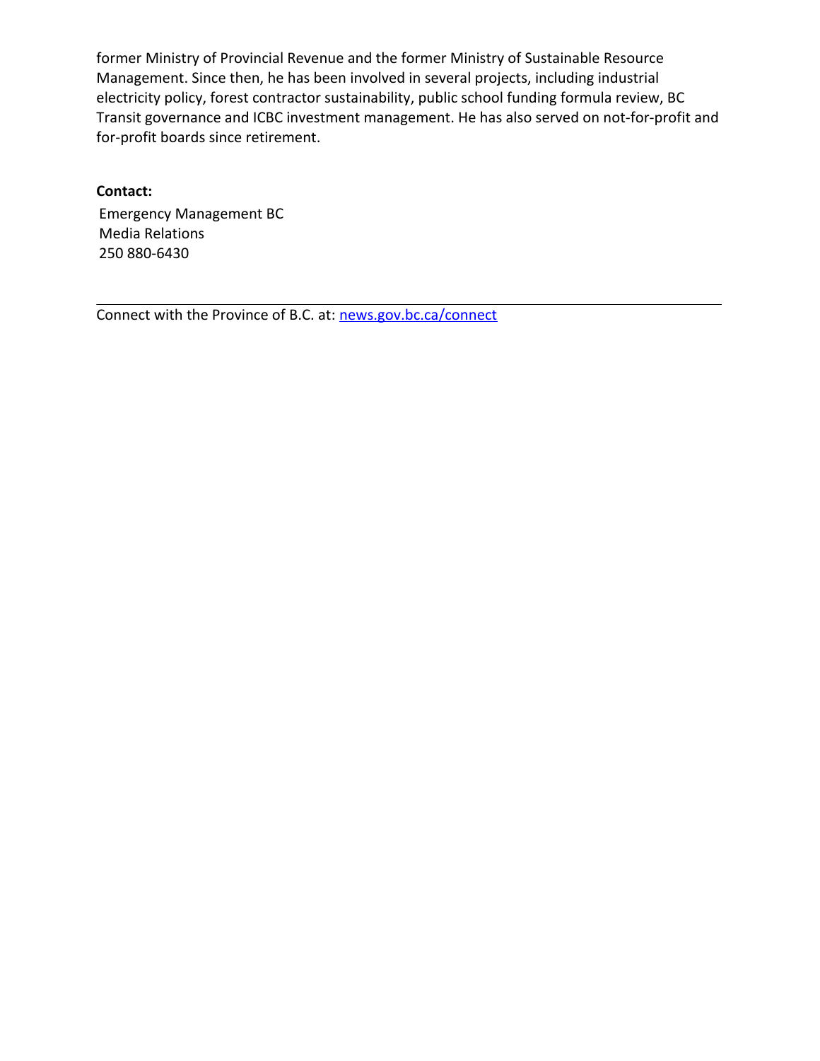former Ministry of Provincial Revenue and the former Ministry of Sustainable Resource Management. Since then, he has been involved in several projects, including industrial electricity policy, forest contractor sustainability, public school funding formula review, BC Transit governance and ICBC investment management. He has also served on not-for-profit and for-profit boards since retirement.

**Contact:**

Emergency Management BC
Media Relations
250 880-6430

---

Connect with the Province of B.C. at: [news.gov.bc.ca/connect](news.gov.bc.ca/connect)